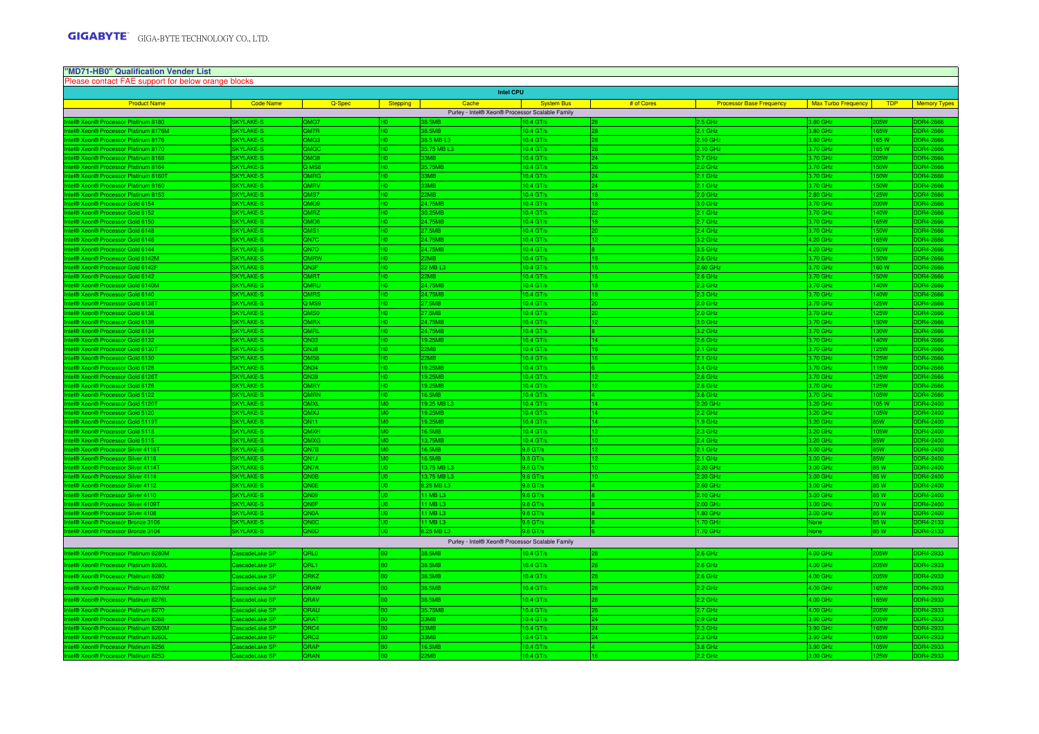**GIGABYTE** GIGA-BYTE TECHNOLOGY CO., LTD.

## "MD71-HB0" Qualification Vender List

Please contact FAE support for below orange blocks

| Intel CPU | | | | | | | | | | |
|---|---|---|---|---|---|---|---|---|---|---|
| Product Name | Code Name | Q-Spec | Stepping | Cache | System Bus | # of Cores | Processor Base Frequency | Max Turbo Frequency | TDP | Memory Types |
| Purley - Intel® Xeon® Processor Scalable Family | | | | | | | | | | |
| Intel® Xeon® Processor Platinum 8180 | SKYLAKE-S | QMQ7 | H0 | 38.5MB | 10.4 GT/s | 28 | 2.5 GHz | 3.80 GHz | 205W | DDR4-2666 |
| Intel® Xeon® Processor Platinum 8176M | SKYLAKE-S | QM7R | H0 | 38.5MB | 10.4 GT/s | 28 | 2.1 GHz | 3.80 GHz | 165W | DDR4-2666 |
| Intel® Xeon® Processor Platinum 8176 | SKYLAKE-S | QMQ3 | H0 | 38.5 MB L3 | 10.4 GT/s | 28 | 2.10 GHz | 3.80 GHz | 165 W | DDR4-2666 |
| Intel® Xeon® Processor Platinum 8170 | SKYLAKE-S | QMQC | H0 | 35.75 MB L3 | 10.4 GT/s | 26 | 2.10 GHz | 3.70 GHz | 165 W | DDR4-2666 |
| Intel® Xeon® Processor Platinum 8168 | SKYLAKE-S | QMQ8 | H0 | 33MB | 10.4 GT/s | 24 | 2.7 GHz | 3.70 GHz | 205W | DDR4-2666 |
| Intel® Xeon® Processor Platinum 8164 | SKYLAKE-S | Q MS8 | H0 | 35.75MB | 10.4 GT/s | 26 | 2.0 GHz | 3.70 GHz | 150W | DDR4-2666 |
| Intel® Xeon® Processor Platinum 8160T | SKYLAKE-S | QMRG | H0 | 33MB | 10.4 GT/s | 24 | 2.1 GHz | 3.70 GHz | 150W | DDR4-2666 |
| Intel® Xeon® Processor Platinum 8160 | SKYLAKE-S | QMRV | H0 | 33MB | 10.4 GT/s | 24 | 2.1 GHz | 3.70 GHz | 150W | DDR4-2666 |
| Intel® Xeon® Processor Platinum 8153 | SKYLAKE-S | QMS7 | H0 | 22MB | 10.4 GT/s | 16 | 2.0 GHz | 2.80 GHz | 125W | DDR4-2666 |
| Intel® Xeon® Processor Gold 6154 | SKYLAKE-S | QMQ9 | H0 | 24.75MB | 10.4 GT/s | 18 | 3.0 GHz | 3.70 GHz | 200W | DDR4-2666 |
| Intel® Xeon® Processor Gold 6152 | SKYLAKE-S | QMRZ | H0 | 30.25MB | 10.4 GT/s | 22 | 2.1 GHz | 3.70 GHz | 140W | DDR4-2666 |
| Intel® Xeon® Processor Gold 6150 | SKYLAKE-S | QMQ6 | H0 | 24.75MB | 10.4 GT/s | 18 | 2.7 GHz | 3.70 GHz | 165W | DDR4-2666 |
| Intel® Xeon® Processor Gold 6148 | SKYLAKE-S | QMS1 | H0 | 27.5MB | 10.4 GT/s | 20 | 2.4 GHz | 3.70 GHz | 150W | DDR4-2666 |
| Intel® Xeon® Processor Gold 6146 | SKYLAKE-S | QN7C | H0 | 24.75MB | 10.4 GT/s | 12 | 3.2 GHz | 4.20 GHz | 165W | DDR4-2666 |
| Intel® Xeon® Processor Gold 6144 | SKYLAKE-S | QN7D | H0 | 24.75MB | 10.4 GT/s | 8 | 3.5 GHz | 4.20 GHz | 150W | DDR4-2666 |
| Intel® Xeon® Processor Gold 6142M | SKYLAKE-S | QMRW | H0 | 22MB | 10.4 GT/s | 16 | 2.6 GHz | 3.70 GHz | 150W | DDR4-2666 |
| Intel® Xeon® Processor Gold 6142F | SKYLAKE-S | QN3F | H0 | 22 MB L3 | 10.4 GT/s | 16 | 2.60 GHz | 3.70 GHz | 160 W | DDR4-2666 |
| Intel® Xeon® Processor Gold 6142 | SKYLAKE-S | QMRT | H0 | 22MB | 10.4 GT/s | 16 | 2.6 GHz | 3.70 GHz | 150W | DDR4-2666 |
| Intel® Xeon® Processor Gold 6140M | SKYLAKE-S | QMRU | H0 | 24.75MB | 10.4 GT/s | 18 | 2.3 GHz | 3.70 GHz | 140W | DDR4-2666 |
| Intel® Xeon® Processor Gold 6140 | SKYLAKE-S | QMRS | H0 | 24.75MB | 10.4 GT/s | 18 | 2.3 GHz | 3.70 GHz | 140W | DDR4-2666 |
| Intel® Xeon® Processor Gold 6138T | SKYLAKE-S | Q MS9 | H0 | 27.5MB | 10.4 GT/s | 20 | 2.0 GHz | 3.70 GHz | 125W | DDR4-2666 |
| Intel® Xeon® Processor Gold 6138 | SKYLAKE-S | QMS0 | H0 | 27.5MB | 10.4 GT/s | 20 | 2.0 GHz | 3.70 GHz | 125W | DDR4-2666 |
| Intel® Xeon® Processor Gold 6136 | SKYLAKE-S | QMRX | H0 | 24.75MB | 10.4 GT/s | 12 | 3.0 GHz | 3.70 GHz | 150W | DDR4-2666 |
| Intel® Xeon® Processor Gold 6134 | SKYLAKE-S | QMRL | H0 | 24.75MB | 10.4 GT/s | 8 | 3.2 GHz | 3.70 GHz | 130W | DDR4-2666 |
| Intel® Xeon® Processor Gold 6132 | SKYLAKE-S | QN33 | H0 | 19.25MB | 10.4 GT/s | 14 | 2.6 GHz | 3.70 GHz | 140W | DDR4-2666 |
| Intel® Xeon® Processor Gold 6130T | SKYLAKE-S | QN38 | H0 | 22MB | 10.4 GT/s | 16 | 2.1 GHz | 3.70 GHz | 125W | DDR4-2666 |
| Intel® Xeon® Processor Gold 6130 | SKYLAKE-S | QMS6 | H0 | 22MB | 10.4 GT/s | 16 | 2.1 GHz | 3.70 GHz | 125W | DDR4-2666 |
| Intel® Xeon® Processor Gold 6128 | SKYLAKE-S | QN34 | H0 | 19.25MB | 10.4 GT/s | 6 | 3.4 GHz | 3.70 GHz | 115W | DDR4-2666 |
| Intel® Xeon® Processor Gold 6126T | SKYLAKE-S | QN39 | H0 | 19.25MB | 10.4 GT/s | 12 | 2.6 GHz | 3.70 GHz | 125W | DDR4-2666 |
| Intel® Xeon® Processor Gold 6126 | SKYLAKE-S | QMRY | H0 | 19.25MB | 10.4 GT/s | 12 | 2.6 GHz | 3.70 GHz | 125W | DDR4-2666 |
| Intel® Xeon® Processor Gold 5122 | SKYLAKE-S | QMRN | H0 | 16.5MB | 10.4 GT/s | 4 | 3.6 GHz | 3.70 GHz | 105W | DDR4-2666 |
| Intel® Xeon® Processor Gold 5120T | SKYLAKE-S | QMXL | M0 | 19.25 MB L3 | 10.4 GT/s | 14 | 2.20 GHz | 3.20 GHz | 105 W | DDR4-2400 |
| Intel® Xeon® Processor Gold 5120 | SKYLAKE-S | QMXJ | M0 | 19.25MB | 10.4 GT/s | 14 | 2.2 GHz | 3.20 GHz | 105W | DDR4-2400 |
| Intel® Xeon® Processor Gold 5119T | SKYLAKE-S | QN11 | M0 | 19.25MB | 10.4 GT/s | 14 | 1.9 GHz | 3.20 GHz | 85W | DDR4-2400 |
| Intel® Xeon® Processor Gold 5118 | SKYLAKE-S | QMXH | M0 | 16.5MB | 10.4 GT/s | 12 | 2.3 GHz | 3.20 GHz | 105W | DDR4-2400 |
| Intel® Xeon® Processor Gold 5115 | SKYLAKE-S | QMXG | M0 | 13.75MB | 10.4 GT/s | 10 | 2.4 GHz | 3.20 GHz | 85W | DDR4-2400 |
| Intel® Xeon® Processor Silver 4116T | SKYLAKE-S | QN7B | M0 | 16.5MB | 9.6 GT/s | 12 | 2.1 GHz | 3.00 GHz | 85W | DDR4-2400 |
| Intel® Xeon® Processor Silver 4116 | SKYLAKE-S | QN1J | M0 | 16.5MB | 9.6 GT/s | 12 | 2.1 GHz | 3.00 GHz | 85W | DDR4-2400 |
| Intel® Xeon® Processor Silver 4114T | SKYLAKE-S | QN7A | U0 | 13.75 MB L3 | 9.6 GT/s | 10 | 2.20 GHz | 3.00 GHz | 85 W | DDR4-2400 |
| Intel® Xeon® Processor Silver 4114 | SKYLAKE-S | QN0B | U0 | 13.75 MB L3 | 9.6 GT/s | 10 | 2.20 GHz | 3.00 GHz | 85 W | DDR4-2400 |
| Intel® Xeon® Processor Silver 4112 | SKYLAKE-S | QN0E | U0 | 8.25 MB L3 | 9.6 GT/s | 4 | 2.60 GHz | 3.00 GHz | 85 W | DDR4-2400 |
| Intel® Xeon® Processor Silver 4110 | SKYLAKE-S | QN09 | U0 | 11 MB L3 | 9.6 GT/s | 8 | 2.10 GHz | 3.00 GHz | 85 W | DDR4-2400 |
| Intel® Xeon® Processor Silver 4109T | SKYLAKE-S | QN0F | U0 | 11 MB L3 | 9.6 GT/s | 8 | 2.00 GHz | 3.00 GHz | 70 W | DDR4-2400 |
| Intel® Xeon® Processor Silver 4108 | SKYLAKE-S | QN0A | U0 | 11 MB L3 | 9.6 GT/s | 8 | 1.80 GHz | 3.00 GHz | 85 W | DDR4-2400 |
| Intel® Xeon® Processor Bronze 3106 | SKYLAKE-S | QN0C | U0 | 11 MB L3 | 9.6 GT/s | 8 | 1.70 GHz | None | 85 W | DDR4-2133 |
| Intel® Xeon® Processor Bronze 3104 | SKYLAKE-S | QN0D | U0 | 8.25 MB L3 | 9.6 GT/s | 6 | 1.70 GHz | None | 85 W | DDR4-2133 |
| Purley - Intel® Xeon® Processor Scalable Family | | | | | | | | | | |
| Intel® Xeon® Processor Platinum 8280M | CascadeLake SP | QRL0 | B0 | 38.5MB | 10.4 GT/s | 28 | 2.6 GHz | 4.00 GHz | 205W | DDR4-2933 |
| Intel® Xeon® Processor Platinum 8280L | CascadeLake SP | QRL1 | B0 | 38.5MB | 10.4 GT/s | 28 | 2.6 GHz | 4.00 GHz | 205W | DDR4-2933 |
| Intel® Xeon® Processor Platinum 8280 | CascadeLake SP | QRKZ | B0 | 38.5MB | 10.4 GT/s | 28 | 2.6 GHz | 4.00 GHz | 205W | DDR4-2933 |
| Intel® Xeon® Processor Platinum 8276M | CascadeLake SP | QRAW | B0 | 38.5MB | 10.4 GT/s | 28 | 2.2 GHz | 4.00 GHz | 165W | DDR4-2933 |
| Intel® Xeon® Processor Platinum 8276L | CascadeLake SP | QRAV | B0 | 38.5MB | 10.4 GT/s | 28 | 2.2 GHz | 4.00 GHz | 165W | DDR4-2933 |
| Intel® Xeon® Processor Platinum 8270 | CascadeLake SP | QRAU | B0 | 35.75MB | 10.4 GT/s | 26 | 2.7 GHz | 4.00 GHz | 205W | DDR4-2933 |
| Intel® Xeon® Processor Platinum 8268 | CascadeLake SP | QRAT | B0 | 33MB | 10.4 GT/s | 24 | 2.9 GHz | 3.90 GHz | 205W | DDR4-2933 |
| Intel® Xeon® Processor Platinum 8260M | CascadeLake SP | QRC4 | B0 | 33MB | 10.4 GT/s | 24 | 2.3 GHz | 3.90 GHz | 165W | DDR4-2933 |
| Intel® Xeon® Processor Platinum 8260L | CascadeLake SP | QRC2 | B0 | 33MB | 10.4 GT/s | 24 | 2.3 GHz | 3.90 GHz | 165W | DDR4-2933 |
| Intel® Xeon® Processor Platinum 8256 | CascadeLake SP | QRAP | B0 | 16.5MB | 10.4 GT/s | 4 | 3.8 GHz | 3.90 GHz | 105W | DDR4-2933 |
| Intel® Xeon® Processor Platinum 8253 | CascadeLake SP | QRAN | B0 | 22MB | 10.4 GT/s | 16 | 2.2 GHz | 3.00 GHz | 125W | DDR4-2933 |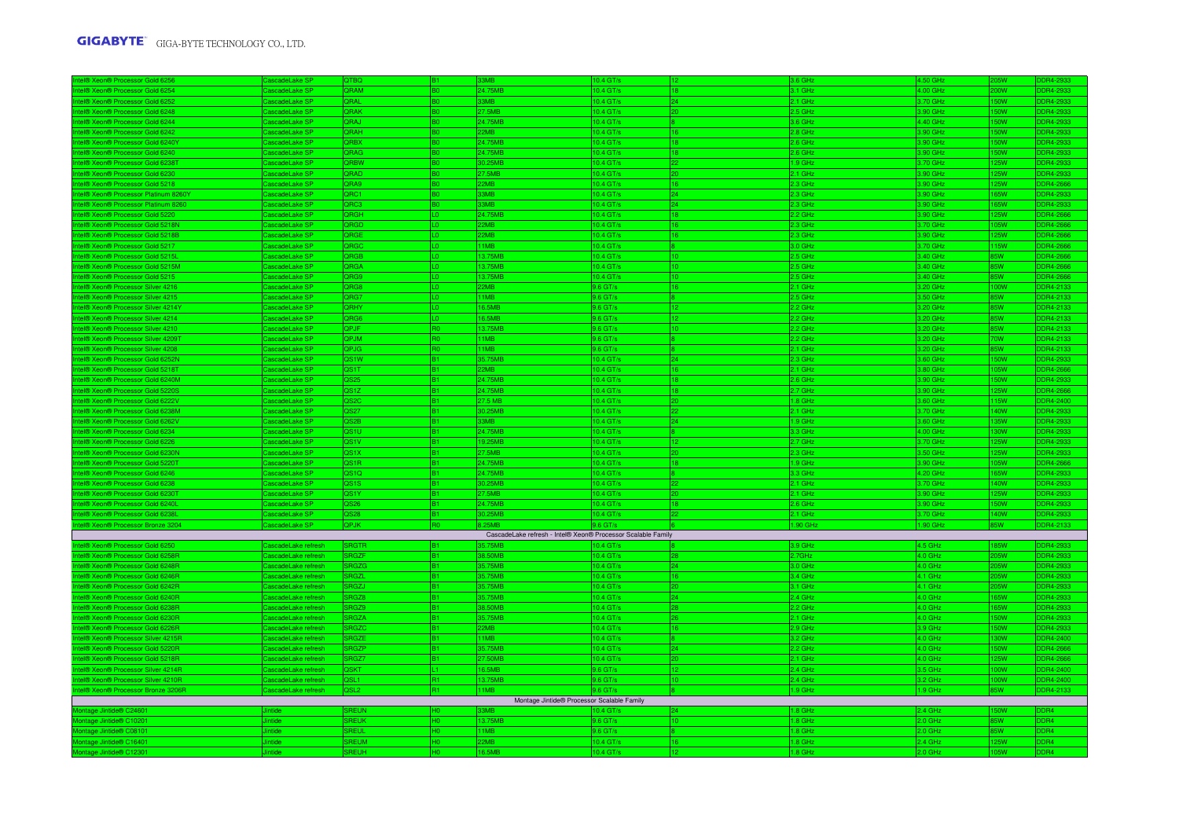| | | | | | | | | | | |
|---|---|---|---|---|---|---|---|---|---|---|
| Intel® Xeon® Processor Gold 6256 | CascadeLake SP | QTBQ | B1 | 33MB | 10.4 GT/s | 12 | 3.6 GHz | 4.50 GHz | 205W | DDR4-2933 |
| Intel® Xeon® Processor Gold 6254 | CascadeLake SP | QRAM | B0 | 24.75MB | 10.4 GT/s | 18 | 3.1 GHz | 4.00 GHz | 200W | DDR4-2933 |
| Intel® Xeon® Processor Gold 6252 | CascadeLake SP | QRAL | B0 | 33MB | 10.4 GT/s | 24 | 2.1 GHz | 3.70 GHz | 150W | DDR4-2933 |
| Intel® Xeon® Processor Gold 6248 | CascadeLake SP | QRAK | B0 | 27.5MB | 10.4 GT/s | 20 | 2.5 GHz | 3.90 GHz | 150W | DDR4-2933 |
| Intel® Xeon® Processor Gold 6244 | CascadeLake SP | QRAJ | B0 | 24.75MB | 10.4 GT/s | 8 | 3.6 GHz | 4.40 GHz | 150W | DDR4-2933 |
| Intel® Xeon® Processor Gold 6242 | CascadeLake SP | QRAH | B0 | 22MB | 10.4 GT/s | 16 | 2.8 GHz | 3.90 GHz | 150W | DDR4-2933 |
| Intel® Xeon® Processor Gold 6240Y | CascadeLake SP | QRBX | B0 | 24.75MB | 10.4 GT/s | 18 | 2.6 GHz | 3.90 GHz | 150W | DDR4-2933 |
| Intel® Xeon® Processor Gold 6240 | CascadeLake SP | QRAG | B0 | 24.75MB | 10.4 GT/s | 18 | 2.6 GHz | 3.90 GHz | 150W | DDR4-2933 |
| Intel® Xeon® Processor Gold 6238T | CascadeLake SP | QRBW | B0 | 30.25MB | 10.4 GT/s | 22 | 1.9 GHz | 3.70 GHz | 125W | DDR4-2933 |
| Intel® Xeon® Processor Gold 6230 | CascadeLake SP | QRAD | B0 | 27.5MB | 10.4 GT/s | 20 | 2.1 GHz | 3.90 GHz | 125W | DDR4-2933 |
| Intel® Xeon® Processor Gold 5218 | CascadeLake SP | QRA9 | B0 | 22MB | 10.4 GT/s | 16 | 2.3 GHz | 3.90 GHz | 125W | DDR4-2666 |
| Intel® Xeon® Processor Platinum 8260Y | CascadeLake SP | QRC1 | B0 | 33MB | 10.4 GT/s | 24 | 2.3 GHz | 3.90 GHz | 165W | DDR4-2933 |
| Intel® Xeon® Processor Platinum 8260 | CascadeLake SP | QRC3 | B0 | 33MB | 10.4 GT/s | 24 | 2.3 GHz | 3.90 GHz | 165W | DDR4-2933 |
| Intel® Xeon® Processor Gold 5220 | CascadeLake SP | QRGH | L0 | 24.75MB | 10.4 GT/s | 18 | 2.2 GHz | 3.90 GHz | 125W | DDR4-2666 |
| Intel® Xeon® Processor Gold 5218N | CascadeLake SP | QRGD | L0 | 22MB | 10.4 GT/s | 16 | 2.3 GHz | 3.70 GHz | 105W | DDR4-2666 |
| Intel® Xeon® Processor Gold 5218B | CascadeLake SP | QRGE | L0 | 22MB | 10.4 GT/s | 16 | 2.3 GHz | 3.90 GHz | 125W | DDR4-2666 |
| Intel® Xeon® Processor Gold 5217 | CascadeLake SP | QRGC | L0 | 11MB | 10.4 GT/s | 8 | 3.0 GHz | 3.70 GHz | 115W | DDR4-2666 |
| Intel® Xeon® Processor Gold 5215L | CascadeLake SP | QRGB | L0 | 13.75MB | 10.4 GT/s | 10 | 2.5 GHz | 3.40 GHz | 85W | DDR4-2666 |
| Intel® Xeon® Processor Gold 5215M | CascadeLake SP | QRGA | L0 | 13.75MB | 10.4 GT/s | 10 | 2.5 GHz | 3.40 GHz | 85W | DDR4-2666 |
| Intel® Xeon® Processor Gold 5215 | CascadeLake SP | QRG9 | L0 | 13.75MB | 10.4 GT/s | 10 | 2.5 GHz | 3.40 GHz | 85W | DDR4-2666 |
| Intel® Xeon® Processor Silver 4216 | CascadeLake SP | QRG8 | L0 | 22MB | 9.6 GT/s | 16 | 2.1 GHz | 3.20 GHz | 100W | DDR4-2133 |
| Intel® Xeon® Processor Silver 4215 | CascadeLake SP | QRG7 | L0 | 11MB | 9.6 GT/s | 8 | 2.5 GHz | 3.50 GHz | 85W | DDR4-2133 |
| Intel® Xeon® Processor Silver 4214Y | CascadeLake SP | QRHY | L0 | 16.5MB | 9.6 GT/s | 12 | 2.2 GHz | 3.20 GHz | 85W | DDR4-2133 |
| Intel® Xeon® Processor Silver 4214 | CascadeLake SP | QRG6 | L0 | 16.5MB | 9.6 GT/s | 12 | 2.2 GHz | 3.20 GHz | 85W | DDR4-2133 |
| Intel® Xeon® Processor Silver 4210 | CascadeLake SP | QPJF | R0 | 13.75MB | 9.6 GT/s | 10 | 2.2 GHz | 3.20 GHz | 85W | DDR4-2133 |
| Intel® Xeon® Processor Silver 4209T | CascadeLake SP | QPJM | R0 | 11MB | 9.6 GT/s | 8 | 2.2 GHz | 3.20 GHz | 70W | DDR4-2133 |
| Intel® Xeon® Processor Silver 4208 | CascadeLake SP | QPJG | R0 | 11MB | 9.6 GT/s | 8 | 2.1 GHz | 3.20 GHz | 85W | DDR4-2133 |
| Intel® Xeon® Processor Gold 6252N | CascadeLake SP | QS1W | B1 | 35.75MB | 10.4 GT/s | 24 | 2.3 GHz | 3.60 GHz | 150W | DDR4-2933 |
| Intel® Xeon® Processor Gold 5218T | CascadeLake SP | QS1T | B1 | 22MB | 10.4 GT/s | 16 | 2.1 GHz | 3.80 GHz | 105W | DDR4-2666 |
| Intel® Xeon® Processor Gold 6240M | CascadeLake SP | QS25 | B1 | 24.75MB | 10.4 GT/s | 18 | 2.6 GHz | 3.90 GHz | 150W | DDR4-2933 |
| Intel® Xeon® Processor Gold 5220S | CascadeLake SP | QS1Z | B1 | 24.75MB | 10.4 GT/s | 18 | 2.7 GHz | 3.90 GHz | 125W | DDR4-2666 |
| Intel® Xeon® Processor Gold 6222V | CascadeLake SP | QS2C | B1 | 27.5 MB | 10.4 GT/s | 20 | 1.8 GHz | 3.60 GHz | 115W | DDR4-2400 |
| Intel® Xeon® Processor Gold 6238M | CascadeLake SP | QS27 | B1 | 30.25MB | 10.4 GT/s | 22 | 2.1 GHz | 3.70 GHz | 140W | DDR4-2933 |
| Intel® Xeon® Processor Gold 6262V | CascadeLake SP | QS2B | B1 | 33MB | 10.4 GT/s | 24 | 1.9 GHz | 3.60 GHz | 135W | DDR4-2933 |
| Intel® Xeon® Processor Gold 6234 | CascadeLake SP | QS1U | B1 | 24.75MB | 10.4 GT/s | 8 | 3.3 GHz | 4.00 GHz | 130W | DDR4-2933 |
| Intel® Xeon® Processor Gold 6226 | CascadeLake SP | QS1V | B1 | 19.25MB | 10.4 GT/s | 12 | 2.7 GHz | 3.70 GHz | 125W | DDR4-2933 |
| Intel® Xeon® Processor Gold 6230N | CascadeLake SP | QS1X | B1 | 27.5MB | 10.4 GT/s | 20 | 2.3 GHz | 3.50 GHz | 125W | DDR4-2933 |
| Intel® Xeon® Processor Gold 5220T | CascadeLake SP | QS1R | B1 | 24.75MB | 10.4 GT/s | 18 | 1.9 GHz | 3.90 GHz | 105W | DDR4-2666 |
| Intel® Xeon® Processor Gold 6246 | CascadeLake SP | QS1Q | B1 | 24.75MB | 10.4 GT/s | 8 | 3.3 GHz | 4.20 GHz | 165W | DDR4-2933 |
| Intel® Xeon® Processor Gold 6238 | CascadeLake SP | QS1S | B1 | 30.25MB | 10.4 GT/s | 22 | 2.1 GHz | 3.70 GHz | 140W | DDR4-2933 |
| Intel® Xeon® Processor Gold 6230T | CascadeLake SP | QS1Y | B1 | 27.5MB | 10.4 GT/s | 20 | 2.1 GHz | 3.90 GHz | 125W | DDR4-2933 |
| Intel® Xeon® Processor Gold 6240L | CascadeLake SP | QS26 | B1 | 24.75MB | 10.4 GT/s | 18 | 2.6 GHz | 3.90 GHz | 150W | DDR4-2933 |
| Intel® Xeon® Processor Gold 6238L | CascadeLake SP | QS28 | B1 | 30.25MB | 10.4 GT/s | 22 | 2.1 GHz | 3.70 GHz | 140W | DDR4-2933 |
| Intel® Xeon® Processor Bronze 3204 | CascadeLake SP | QPJK | R0 | 8.25MB | 9.6 GT/s | 6 | 1.90 GHz | 1.90 GHz | 85W | DDR4-2133 |
| CascadeLake refresh - Intel® Xeon® Processor Scalable Family | | | | | | | | | | |
| Intel® Xeon® Processor Gold 6250 | CascadeLake refresh | SRGTR | B1 | 35.75MB | 10.4 GT/s | 8 | 3.9 GHz | 4.5 GHz | 185W | DDR4-2933 |
| Intel® Xeon® Processor Gold 6258R | CascadeLake refresh | SRGZF | B1 | 38.50MB | 10.4 GT/s | 28 | 2.7GHz | 4.0 GHz | 205W | DDR4-2933 |
| Intel® Xeon® Processor Gold 6248R | CascadeLake refresh | SRGZG | B1 | 35.75MB | 10.4 GT/s | 24 | 3.0 GHz | 4.0 GHz | 205W | DDR4-2933 |
| Intel® Xeon® Processor Gold 6246R | CascadeLake refresh | SRGZL | B1 | 35.75MB | 10.4 GT/s | 16 | 3.4 GHz | 4.1 GHz | 205W | DDR4-2933 |
| Intel® Xeon® Processor Gold 6242R | CascadeLake refresh | SRGZJ | B1 | 35.75MB | 10.4 GT/s | 20 | 3.1 GHz | 4.1 GHz | 205W | DDR4-2933 |
| Intel® Xeon® Processor Gold 6240R | CascadeLake refresh | SRGZ8 | B1 | 35.75MB | 10.4 GT/s | 24 | 2.4 GHz | 4.0 GHz | 165W | DDR4-2933 |
| Intel® Xeon® Processor Gold 6238R | CascadeLake refresh | SRGZ9 | B1 | 38.50MB | 10.4 GT/s | 28 | 2.2 GHz | 4.0 GHz | 165W | DDR4-2933 |
| Intel® Xeon® Processor Gold 6230R | CascadeLake refresh | SRGZA | B1 | 35.75MB | 10.4 GT/s | 26 | 2.1 GHz | 4.0 GHz | 150W | DDR4-2933 |
| Intel® Xeon® Processor Gold 6226R | CascadeLake refresh | SRGZC | B1 | 22MB | 10.4 GT/s | 16 | 2.9 GHz | 3.9 GHz | 150W | DDR4-2933 |
| Intel® Xeon® Processor Silver 4215R | CascadeLake refresh | SRGZE | B1 | 11MB | 10.4 GT/s | 8 | 3.2 GHz | 4.0 GHz | 130W | DDR4-2400 |
| Intel® Xeon® Processor Gold 5220R | CascadeLake refresh | SRGZP | B1 | 35.75MB | 10.4 GT/s | 24 | 2.2 GHz | 4.0 GHz | 150W | DDR4-2666 |
| Intel® Xeon® Processor Gold 5218R | CascadeLake refresh | SRGZ7 | B1 | 27.50MB | 10.4 GT/s | 20 | 2.1 GHz | 4.0 GHz | 125W | DDR4-2666 |
| Intel® Xeon® Processor Silver 4214R | CascadeLake refresh | QSKT | L1 | 16.5MB | 9.6 GT/s | 12 | 2.4 GHz | 3.5 GHz | 100W | DDR4-2400 |
| Intel® Xeon® Processor Silver 4210R | CascadeLake refresh | QSL1 | R1 | 13.75MB | 9.6 GT/s | 10 | 2.4 GHz | 3.2 GHz | 100W | DDR4-2400 |
| Intel® Xeon® Processor Bronze 3206R | CascadeLake refresh | QSL2 | R1 | 11MB | 9.6 GT/s | 8 | 1.9 GHz | 1.9 GHz | 85W | DDR4-2133 |
| Montage Jintide® Processor Scalable Family | | | | | | | | | | |
| Montage Jintide® C24601 | Jintide | SREUN | H0 | 33MB | 10.4 GT/s | 24 | 1.8 GHz | 2.4 GHz | 150W | DDR4 |
| Montage Jintide® C10201 | Jintide | SREUK | H0 | 13.75MB | 9.6 GT/s | 10 | 1.8 GHz | 2.0 GHz | 85W | DDR4 |
| Montage Jintide® C08101 | Jintide | SREUL | H0 | 11MB | 9.6 GT/s | 8 | 1.8 GHz | 2.0 GHz | 85W | DDR4 |
| Montage Jintide® C16401 | Jintide | SREUM | H0 | 22MB | 10.4 GT/s | 16 | 1.8 GHz | 2.4 GHz | 125W | DDR4 |
| Montage Jintide® C12301 | Jintide | SREUH | H0 | 16.5MB | 10.4 GT/s | 12 | 1.8 GHz | 2.0 GHz | 105W | DDR4 |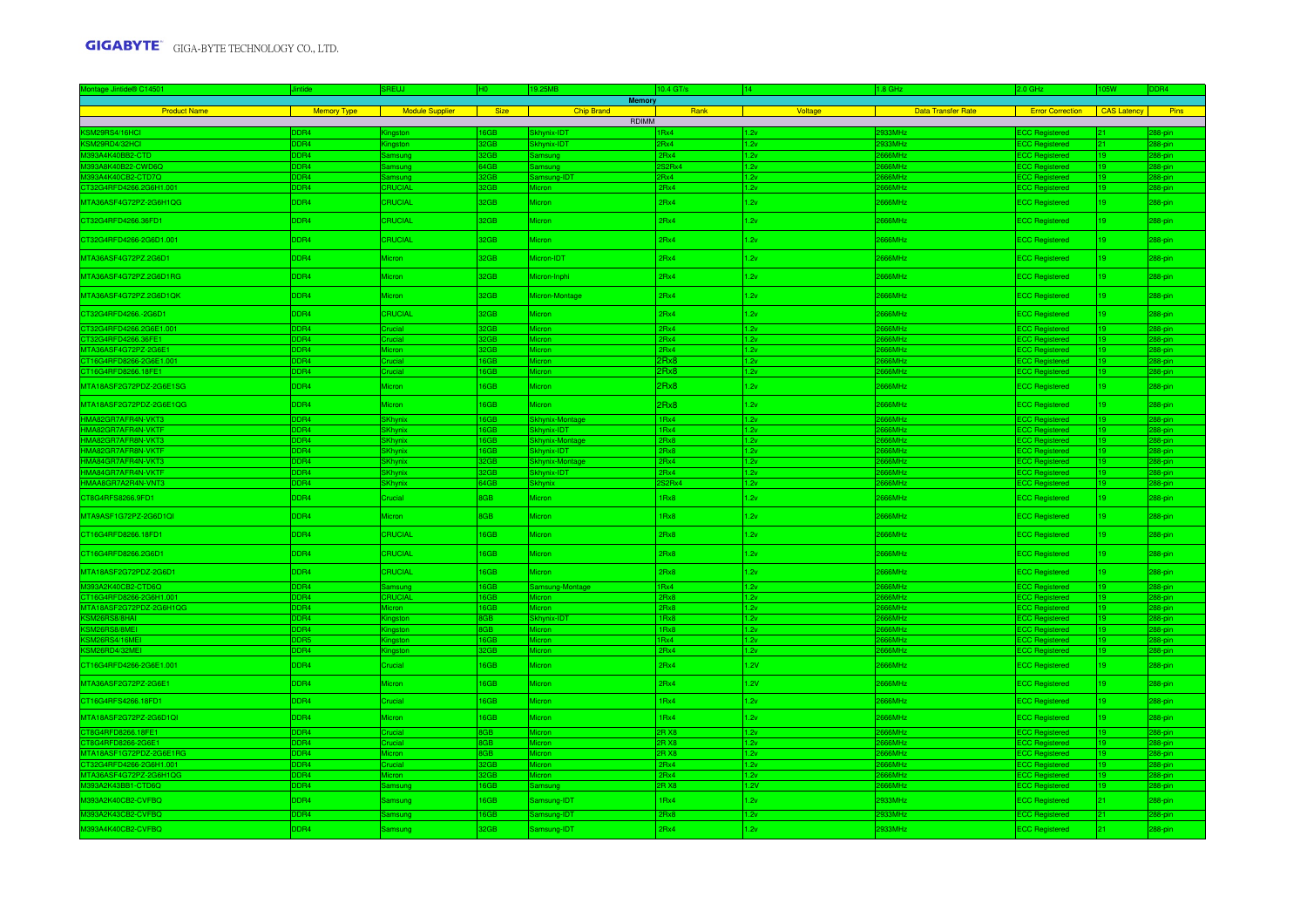| Montage Jintide® C14501 | Jintide | SREUJ | H0 | 19.25MB | 10.4 GT/s | 14 | 1.8 GHz | 2.0 GHz | 105W | DDR4 |
|---|---|---|---|---|---|---|---|---|---|---|
| **Memory** | | | | | | | | | | |
| Product Name | Memory Type | Module Supplier | Size | Chip Brand | Rank | Voltage | Data Transfer Rate | Error Correction | CAS Latency | Pins |
| RDIMM | | | | | | | | | | |
| KSM29RS4/16HCI | DDR4 | Kingston | 16GB | Skhynix-IDT | 1Rx4 | 1.2v | 2933MHz | ECC Registered | 21 | 288-pin |
| KSM29RD4/32HCI | DDR4 | Kingston | 32GB | Skhynix-IDT | 2Rx4 | 1.2v | 2933MHz | ECC Registered | 21 | 288-pin |
| M393A4K40BB2-CTD | DDR4 | Samsung | 32GB | Samsung | 2Rx4 | 1.2v | 2666MHz | ECC Registered | 19 | 288-pin |
| M393A8K40B22-CWD6Q | DDR4 | Samsung | 64GB | Samsung | 2S2Rx4 | 1.2v | 2666MHz | ECC Registered | 19 | 288-pin |
| M393A4K40CB2-CTD7Q | DDR4 | Samsung | 32GB | Samsung-IDT | 2Rx4 | 1.2v | 2666MHz | ECC Registered | 19 | 288-pin |
| CT32G4RFD4266.2G6H1.001 | DDR4 | CRUCIAL | 32GB | Micron | 2Rx4 | 1.2v | 2666MHz | ECC Registered | 19 | 288-pin |
| MTA36ASF4G72PZ-2G6H1QG | DDR4 | CRUCIAL | 32GB | Micron | 2Rx4 | 1.2v | 2666MHz | ECC Registered | 19 | 288-pin |
| CT32G4RFD4266.36FD1 | DDR4 | CRUCIAL | 32GB | Micron | 2Rx4 | 1.2v | 2666MHz | ECC Registered | 19 | 288-pin |
| CT32G4RFD4266-2G6D1.001 | DDR4 | CRUCIAL | 32GB | Micron | 2Rx4 | 1.2v | 2666MHz | ECC Registered | 19 | 288-pin |
| MTA36ASF4G72PZ.2G6D1 | DDR4 | Micron | 32GB | Micron-IDT | 2Rx4 | 1.2v | 2666MHz | ECC Registered | 19 | 288-pin |
| MTA36ASF4G72PZ.2G6D1RG | DDR4 | Micron | 32GB | Micron-Inphi | 2Rx4 | 1.2v | 2666MHz | ECC Registered | 19 | 288-pin |
| MTA36ASF4G72PZ.2G6D1QK | DDR4 | Micron | 32GB | Micron-Montage | 2Rx4 | 1.2v | 2666MHz | ECC Registered | 19 | 288-pin |
| CT32G4RFD4266.-2G6D1 | DDR4 | CRUCIAL | 32GB | Micron | 2Rx4 | 1.2v | 2666MHz | ECC Registered | 19 | 288-pin |
| CT32G4RFD4266.2G6E1.001 | DDR4 | Crucial | 32GB | Micron | 2Rx4 | 1.2v | 2666MHz | ECC Registered | 19 | 288-pin |
| CT32G4RFD4266.36FE1 | DDR4 | Crucial | 32GB | Micron | 2Rx4 | 1.2v | 2666MHz | ECC Registered | 19 | 288-pin |
| MTA36ASF4G72PZ-2G6E1 | DDR4 | Micron | 32GB | Micron | 2Rx4 | 1.2v | 2666MHz | ECC Registered | 19 | 288-pin |
| CT16G4RFD8266-2G6E1.001 | DDR4 | Crucial | 16GB | Micron | 2Rx8 | 1.2v | 2666MHz | ECC Registered | 19 | 288-pin |
| CT16G4RFD8266.18FE1 | DDR4 | Crucial | 16GB | Micron | 2Rx8 | 1.2v | 2666MHz | ECC Registered | 19 | 288-pin |
| MTA18ASF2G72PDZ-2G6E1SG | DDR4 | Micron | 16GB | Micron | 2Rx8 | 1.2v | 2666MHz | ECC Registered | 19 | 288-pin |
| MTA18ASF2G72PDZ-2G6E1QG | DDR4 | Micron | 16GB | Micron | 2Rx8 | 1.2v | 2666MHz | ECC Registered | 19 | 288-pin |
| HMA82GR7AFR4N-VKT3 | DDR4 | SKhynix | 16GB | Skhynix-Montage | 1Rx4 | 1.2v | 2666MHz | ECC Registered | 19 | 288-pin |
| HMA82GR7AFR4N-VKTF | DDR4 | SKhynix | 16GB | Skhynix-IDT | 1Rx4 | 1.2v | 2666MHz | ECC Registered | 19 | 288-pin |
| HMA82GR7AFR8N-VKT3 | DDR4 | SKhynix | 16GB | Skhynix-Montage | 2Rx8 | 1.2v | 2666MHz | ECC Registered | 19 | 288-pin |
| HMA82GR7AFR8N-VKTF | DDR4 | SKhynix | 16GB | Skhynix-IDT | 2Rx8 | 1.2v | 2666MHz | ECC Registered | 19 | 288-pin |
| HMA84GR7AFR4N-VKT3 | DDR4 | SKhynix | 32GB | Skhynix-Montage | 2Rx4 | 1.2v | 2666MHz | ECC Registered | 19 | 288-pin |
| HMA84GR7AFR4N-VKTF | DDR4 | SKhynix | 32GB | Skhynix-IDT | 2Rx4 | 1.2v | 2666MHz | ECC Registered | 19 | 288-pin |
| HMAA8GR7A2R4N-VNT3 | DDR4 | SKhynix | 64GB | Skhynix | 2S2Rx4 | 1.2v | 2666MHz | ECC Registered | 19 | 288-pin |
| CT8G4RFS8266.9FD1 | DDR4 | Crucial | 8GB | Micron | 1Rx8 | 1.2v | 2666MHz | ECC Registered | 19 | 288-pin |
| MTA9ASF1G72PZ-2G6D1QI | DDR4 | Micron | 8GB | Micron | 1Rx8 | 1.2v | 2666MHz | ECC Registered | 19 | 288-pin |
| CT16G4RFD8266.18FD1 | DDR4 | CRUCIAL | 16GB | Micron | 2Rx8 | 1.2v | 2666MHz | ECC Registered | 19 | 288-pin |
| CT16G4RFD8266.2G6D1 | DDR4 | CRUCIAL | 16GB | Micron | 2Rx8 | 1.2v | 2666MHz | ECC Registered | 19 | 288-pin |
| MTA18ASF2G72PDZ-2G6D1 | DDR4 | CRUCIAL | 16GB | Micron | 2Rx8 | 1.2v | 2666MHz | ECC Registered | 19 | 288-pin |
| M393A2K40CB2-CTD6Q | DDR4 | Samsung | 16GB | Samsung-Montage | 1Rx4 | 1.2v | 2666MHz | ECC Registered | 19 | 288-pin |
| CT16G4RFD8266-2G6H1.001 | DDR4 | CRUCIAL | 16GB | Micron | 2Rx8 | 1.2v | 2666MHz | ECC Registered | 19 | 288-pin |
| MTA18ASF2G72PDZ-2G6H1QG | DDR4 | Micron | 16GB | Micron | 2Rx8 | 1.2v | 2666MHz | ECC Registered | 19 | 288-pin |
| KSM26RS8/8HAI | DDR4 | Kingston | 8GB | Skhynix-IDT | 1Rx8 | 1.2v | 2666MHz | ECC Registered | 19 | 288-pin |
| KSM26RS8/8MEI | DDR4 | Kingston | 8GB | Micron | 1Rx8 | 1.2v | 2666MHz | ECC Registered | 19 | 288-pin |
| KSM26RS4/16MEI | DDR5 | Kingston | 16GB | Micron | 1Rx4 | 1.2v | 2666MHz | ECC Registered | 19 | 288-pin |
| KSM26RD4/32MEI | DDR4 | Kingston | 32GB | Micron | 2Rx4 | 1.2v | 2666MHz | ECC Registered | 19 | 288-pin |
| CT16G4RFD4266-2G6E1.001 | DDR4 | Crucial | 16GB | Micron | 2Rx4 | 1.2V | 2666MHz | ECC Registered | 19 | 288-pin |
| MTA36ASF2G72PZ-2G6E1 | DDR4 | Micron | 16GB | Micron | 2Rx4 | 1.2V | 2666MHz | ECC Registered | 19 | 288-pin |
| CT16G4RFS4266.18FD1 | DDR4 | Crucial | 16GB | Micron | 1Rx4 | 1.2v | 2666MHz | ECC Registered | 19 | 288-pin |
| MTA18ASF2G72PZ-2G6D1QI | DDR4 | Micron | 16GB | Micron | 1Rx4 | 1.2v | 2666MHz | ECC Registered | 19 | 288-pin |
| CT8G4RFD8266.18FE1 | DDR4 | Crucial | 8GB | Micron | 2R X8 | 1.2v | 2666MHz | ECC Registered | 19 | 288-pin |
| CT8G4RFD8266-2G6E1 | DDR4 | Crucial | 8GB | Micron | 2R X8 | 1.2v | 2666MHz | ECC Registered | 19 | 288-pin |
| MTA18ASF1G72PDZ-2G6E1RG | DDR4 | Micron | 8GB | Micron | 2R X8 | 1.2v | 2666MHz | ECC Registered | 19 | 288-pin |
| CT32G4RFD4266-2G6H1.001 | DDR4 | Crucial | 32GB | Micron | 2Rx4 | 1.2v | 2666MHz | ECC Registered | 19 | 288-pin |
| MTA36ASF4G72PZ-2G6H1QG | DDR4 | Micron | 32GB | Micron | 2Rx4 | 1.2v | 2666MHz | ECC Registered | 19 | 288-pin |
| M393A2K43BB1-CTD6Q | DDR4 | Samsung | 16GB | Samsung | 2R X8 | 1.2V | 2666MHz | ECC Registered | 19 | 288-pin |
| M393A2K40CB2-CVFBQ | DDR4 | Samsung | 16GB | Samsung-IDT | 1Rx4 | 1.2v | 2933MHz | ECC Registered | 21 | 288-pin |
| M393A2K43CB2-CVFBQ | DDR4 | Samsung | 16GB | Samsung-IDT | 2Rx8 | 1.2v | 2933MHz | ECC Registered | 21 | 288-pin |
| M393A4K40CB2-CVFBQ | DDR4 | Samsung | 32GB | Samsung-IDT | 2Rx4 | 1.2v | 2933MHz | ECC Registered | 21 | 288-pin |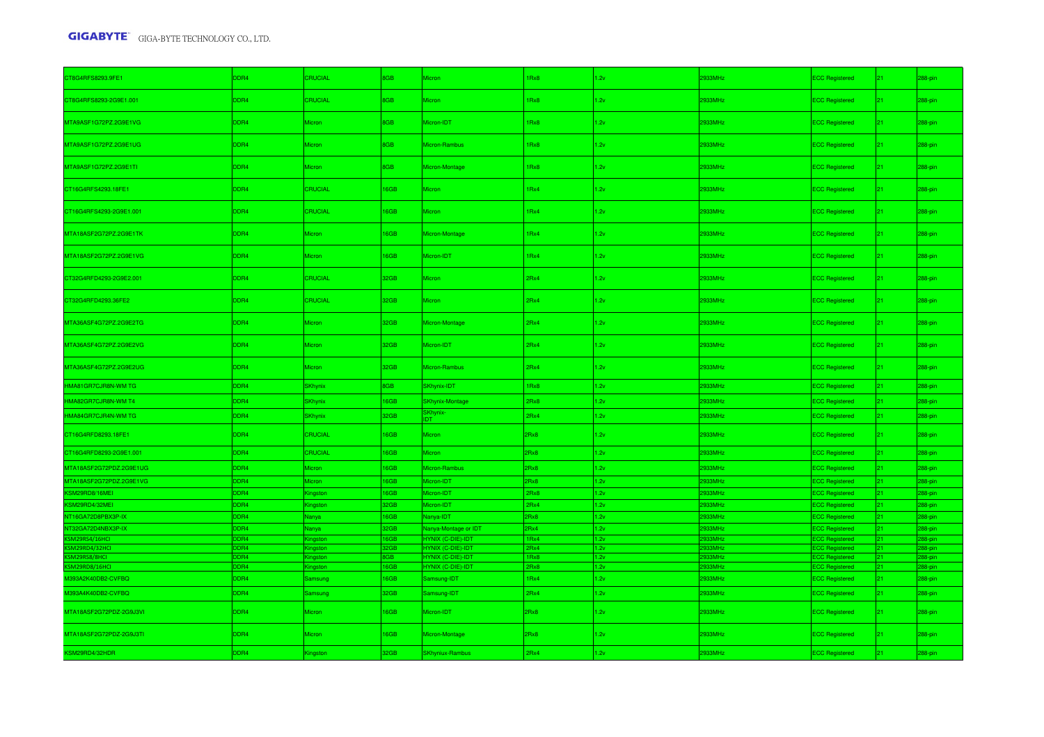| | | | | | | | | | | |
|---|---|---|---|---|---|---|---|---|---|---|
| CT8G4RFS8293.9FE1 | DDR4 | CRUCIAL | 8GB | Micron | 1Rx8 | 1.2v | 2933MHz | ECC Registered | 21 | 288-pin |
| CT8G4RFS8293-2G9E1.001 | DDR4 | CRUCIAL | 8GB | Micron | 1Rx8 | 1.2v | 2933MHz | ECC Registered | 21 | 288-pin |
| MTA9ASF1G72PZ.2G9E1VG | DDR4 | Micron | 8GB | Micron-IDT | 1Rx8 | 1.2v | 2933MHz | ECC Registered | 21 | 288-pin |
| MTA9ASF1G72PZ.2G9E1UG | DDR4 | Micron | 8GB | Micron-Rambus | 1Rx8 | 1.2v | 2933MHz | ECC Registered | 21 | 288-pin |
| MTA9ASF1G72PZ.2G9E1TI | DDR4 | Micron | 8GB | Micron-Montage | 1Rx8 | 1.2v | 2933MHz | ECC Registered | 21 | 288-pin |
| CT16G4RFS4293.18FE1 | DDR4 | CRUCIAL | 16GB | Micron | 1Rx4 | 1.2v | 2933MHz | ECC Registered | 21 | 288-pin |
| CT16G4RFS4293-2G9E1.001 | DDR4 | CRUCIAL | 16GB | Micron | 1Rx4 | 1.2v | 2933MHz | ECC Registered | 21 | 288-pin |
| MTA18ASF2G72PZ.2G9E1TK | DDR4 | Micron | 16GB | Micron-Montage | 1Rx4 | 1.2v | 2933MHz | ECC Registered | 21 | 288-pin |
| MTA18ASF2G72PZ.2G9E1VG | DDR4 | Micron | 16GB | Micron-IDT | 1Rx4 | 1.2v | 2933MHz | ECC Registered | 21 | 288-pin |
| CT32G4RFD4293-2G9E2.001 | DDR4 | CRUCIAL | 32GB | Micron | 2Rx4 | 1.2v | 2933MHz | ECC Registered | 21 | 288-pin |
| CT32G4RFD4293.36FE2 | DDR4 | CRUCIAL | 32GB | Micron | 2Rx4 | 1.2v | 2933MHz | ECC Registered | 21 | 288-pin |
| MTA36ASF4G72PZ.2G9E2TG | DDR4 | Micron | 32GB | Micron-Montage | 2Rx4 | 1.2v | 2933MHz | ECC Registered | 21 | 288-pin |
| MTA36ASF4G72PZ.2G9E2VG | DDR4 | Micron | 32GB | Micron-IDT | 2Rx4 | 1.2v | 2933MHz | ECC Registered | 21 | 288-pin |
| MTA36ASF4G72PZ.2G9E2UG | DDR4 | Micron | 32GB | Micron-Rambus | 2Rx4 | 1.2v | 2933MHz | ECC Registered | 21 | 288-pin |
| HMA81GR7CJR8N-WM TG | DDR4 | SKhynix | 8GB | SKhynix-IDT | 1Rx8 | 1.2v | 2933MHz | ECC Registered | 21 | 288-pin |
| HMA82GR7CJR8N-WM T4 | DDR4 | SKhynix | 16GB | SKhynix-Montage | 2Rx8 | 1.2v | 2933MHz | ECC Registered | 21 | 288-pin |
| HMA84GR7CJR4N-WM TG | DDR4 | SKhynix | 32GB | SKhynix-IDT | 2Rx4 | 1.2v | 2933MHz | ECC Registered | 21 | 288-pin |
| CT16G4RFD8293.18FE1 | DDR4 | CRUCIAL | 16GB | Micron | 2Rx8 | 1.2v | 2933MHz | ECC Registered | 21 | 288-pin |
| CT16G4RFD8293-2G9E1.001 | DDR4 | CRUCIAL | 16GB | Micron | 2Rx8 | 1.2v | 2933MHz | ECC Registered | 21 | 288-pin |
| MTA18ASF2G72PDZ.2G9E1UG | DDR4 | Micron | 16GB | Micron-Rambus | 2Rx8 | 1.2v | 2933MHz | ECC Registered | 21 | 288-pin |
| MTA18ASF2G72PDZ.2G9E1VG | DDR4 | Micron | 16GB | Micron-IDT | 2Rx8 | 1.2v | 2933MHz | ECC Registered | 21 | 288-pin |
| KSM29RD8/16MEI | DDR4 | Kingston | 16GB | Micron-IDT | 2Rx8 | 1.2v | 2933MHz | ECC Registered | 21 | 288-pin |
| KSM29RD4/32MEI | DDR4 | Kingston | 32GB | Micron-IDT | 2Rx4 | 1.2v | 2933MHz | ECC Registered | 21 | 288-pin |
| NT16GA72D8PBX3P-IX | DDR4 | Nanya | 16GB | Nanya-IDT | 2Rx8 | 1.2v | 2933MHz | ECC Registered | 21 | 288-pin |
| NT32GA72D4NBX3P-IX | DDR4 | Nanya | 32GB | Nanya-Montage or IDT | 2Rx4 | 1.2v | 2933MHz | ECC Registered | 21 | 288-pin |
| KSM29RS4/16HCI | DDR4 | Kingston | 16GB | HYNIX (C-DIE)-IDT | 1Rx4 | 1.2v | 2933MHz | ECC Registered | 21 | 288-pin |
| KSM29RD4/32HCI | DDR4 | Kingston | 32GB | HYNIX (C-DIE)-IDT | 2Rx4 | 1.2v | 2933MHz | ECC Registered | 21 | 288-pin |
| KSM29RS8/8HCI | DDR4 | Kingston | 8GB | HYNIX (C-DIE)-IDT | 1Rx8 | 1.2v | 2933MHz | ECC Registered | 21 | 288-pin |
| KSM29RD8/16HCI | DDR4 | Kingston | 16GB | HYNIX (C-DIE)-IDT | 2Rx8 | 1.2v | 2933MHz | ECC Registered | 21 | 288-pin |
| M393A2K40DB2-CVFBQ | DDR4 | Samsung | 16GB | Samsung-IDT | 1Rx4 | 1.2v | 2933MHz | ECC Registered | 21 | 288-pin |
| M393A4K40DB2-CVFBQ | DDR4 | Samsung | 32GB | Samsung-IDT | 2Rx4 | 1.2v | 2933MHz | ECC Registered | 21 | 288-pin |
| MTA18ASF2G72PDZ-2G9J3VI | DDR4 | Micron | 16GB | Micron-IDT | 2Rx8 | 1.2v | 2933MHz | ECC Registered | 21 | 288-pin |
| MTA18ASF2G72PDZ-2G9J3TI | DDR4 | Micron | 16GB | Micron-Montage | 2Rx8 | 1.2v | 2933MHz | ECC Registered | 21 | 288-pin |
| KSM29RD4/32HDR | DDR4 | Kingston | 32GB | SKhyniux-Rambus | 2Rx4 | 1.2v | 2933MHz | ECC Registered | 21 | 288-pin |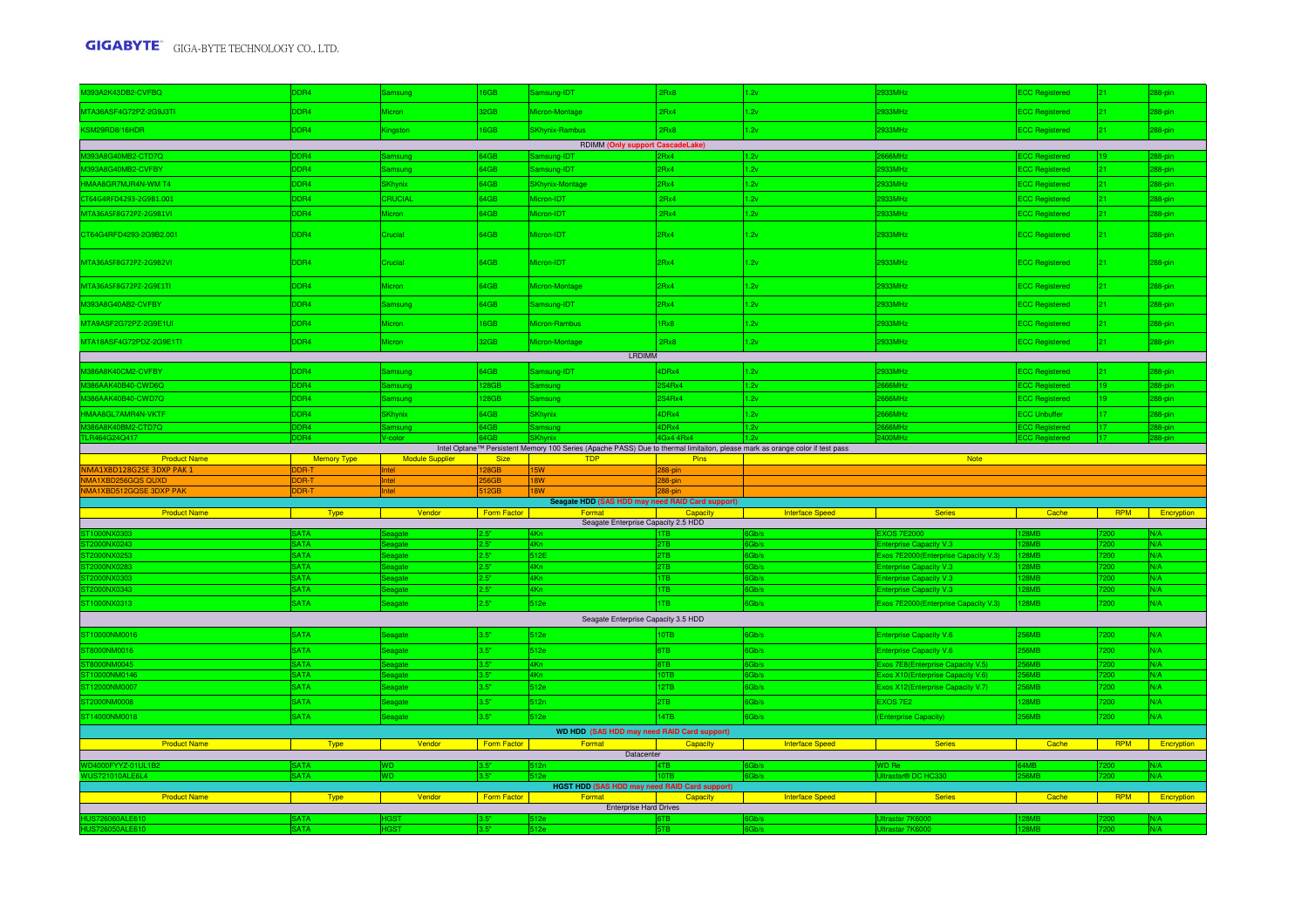| | | | | | | | | | | |
|---|---|---|---|---|---|---|---|---|---|---|
| M393A2K43DB2-CVFBQ | DDR4 | Samsung | 16GB | Samsung-IDT | 2Rx8 | 1.2v | 2933MHz | ECC Registered | 21 | 288-pin |
| MTA36ASF4G72PZ-2G9J3TI | DDR4 | Micron | 32GB | Micron-Montage | 2Rx4 | 1.2v | 2933MHz | ECC Registered | 21 | 288-pin |
| KSM29RD8/16HDR | DDR4 | Kingston | 16GB | SKhynix-Rambus | 2Rx8 | 1.2v | 2933MHz | ECC Registered | 21 | 288-pin |
| RDIMM (Only support CascadeLake) | | | | | | | | | | |
| M393A8G40MB2-CTD7Q | DDR4 | Samsung | 64GB | Samsung-IDT | 2Rx4 | 1.2v | 2666MHz | ECC Registered | 19 | 288-pin |
| M393A8G40MB2-CVFBY | DDR4 | Samsung | 64GB | Samsung-IDT | 2Rx4 | 1.2v | 2933MHz | ECC Registered | 21 | 288-pin |
| HMAA8GR7MJR4N-WM T4 | DDR4 | SKhynix | 64GB | SKhynix-Montage | 2Rx4 | 1.2v | 2933MHz | ECC Registered | 21 | 288-pin |
| CT64G4RFD4293-2G9B1.001 | DDR4 | CRUCIAL | 64GB | Micron-IDT | 2Rx4 | 1.2v | 2933MHz | ECC Registered | 21 | 288-pin |
| MTA36ASF8G72PZ-2G9B1VI | DDR4 | Micron | 64GB | Micron-IDT | 2Rx4 | 1.2v | 2933MHz | ECC Registered | 21 | 288-pin |
| CT64G4RFD4293-2G9B2.001 | DDR4 | Crucial | 64GB | Micron-IDT | 2Rx4 | 1.2v | 2933MHz | ECC Registered | 21 | 288-pin |
| MTA36ASF8G72PZ-2G9B2VI | DDR4 | Crucial | 64GB | Micron-IDT | 2Rx4 | 1.2v | 2933MHz | ECC Registered | 21 | 288-pin |
| MTA36ASF8G72PZ-2G9E1TI | DDR4 | Micron | 64GB | Micron-Montage | 2Rx4 | 1.2v | 2933MHz | ECC Registered | 21 | 288-pin |
| M393A8G40AB2-CVFBY | DDR4 | Samsung | 64GB | Samsung-IDT | 2Rx4 | 1.2v | 2933MHz | ECC Registered | 21 | 288-pin |
| MTA9ASF2G72PZ-2G9E1UI | DDR4 | Micron | 16GB | Micron-Rambus | 1Rx8 | 1.2v | 2933MHz | ECC Registered | 21 | 288-pin |
| MTA18ASF4G72PDZ-2G9E1TI | DDR4 | Micron | 32GB | Micron-Montage | 2Rx8 | 1.2v | 2933MHz | ECC Registered | 21 | 288-pin |
| LRDIMM | | | | | | | | | | |
| M386A8K40CM2-CVFBY | DDR4 | Samsung | 64GB | Samsung-IDT | 4DRx4 | 1.2v | 2933MHz | ECC Registered | 21 | 288-pin |
| M386AAK40B40-CWD6Q | DDR4 | Samsung | 128GB | Samsung | 2S4Rx4 | 1.2v | 2666MHz | ECC Registered | 19 | 288-pin |
| M386AAK40B40-CWD7Q | DDR4 | Samsung | 128GB | Samsung | 2S4Rx4 | 1.2v | 2666MHz | ECC Registered | 19 | 288-pin |
| HMAA8GL7AMR4N-VKTF | DDR4 | SKhynix | 64GB | SKhynix | 4DRx4 | 1.2v | 2666MHz | ECC Unbuffer | 17 | 288-pin |
| M386A8K40BM2-CTD7Q | DDR4 | Samsung | 64GB | Samsung | 4DRx4 | 1.2v | 2666MHz | ECC Registered | 17 | 288-pin |
| TLR464G24Q417 | DDR4 | V-color | 64GB | SKhynix | 4Gx4 4Rx4 | 1.2v | 2400MHz | ECC Registered | 17 | 288-pin |

Intel Optane™ Persistent Memory 100 Series (Apache PASS) Due to thermal limitaiton, please mark as orange color if test pass

| Product Name | Memory Type | Module Supplier | Size | TDP | Pins | Note |
|---|---|---|---|---|---|---|
| NMA1XBD128G25E 3DXP PAK 1 | DDR-T | Intel | 128GB | 15W | 288-pin | |
| NMA1XBD256GQS QUXD | DDR-T | Intel | 256GB | 18W | 288-pin | |
| NMA1XBD512GQSE 3DXP PAK | DDR-T | Intel | 512GB | 18W | 288-pin | |

Seagate HDD (SAS HDD may need RAID Card support)

| Product Name | Type | Vendor | Form Factor | Format | Capacity | Interface Speed | Series | Cache | RPM | Encryption |
|---|---|---|---|---|---|---|---|---|---|---|
| Seagate Enterprise Capacity 2.5 HDD | | | | | | | | | | |
| ST1000NX0303 | SATA | Seagate | 2.5" | 4Kn | 1TB | 6Gb/s | EXOS 7E2000 | 128MB | 7200 | N/A |
| ST2000NX0243 | SATA | Seagate | 2.5" | 4Kn | 2TB | 6Gb/s | Enterprise Capacity V.3 | 128MB | 7200 | N/A |
| ST2000NX0253 | SATA | Seagate | 2.5" | 512E | 2TB | 6Gb/s | Exos 7E2000(Enterprise Capacity V.3) | 128MB | 7200 | N/A |
| ST2000NX0283 | SATA | Seagate | 2.5" | 4Kn | 2TB | 6Gb/s | Enterprise Capacity V.3 | 128MB | 7200 | N/A |
| ST2000NX0303 | SATA | Seagate | 2.5" | 4Kn | 1TB | 6Gb/s | Enterprise Capacity V.3 | 128MB | 7200 | N/A |
| ST2000NX0343 | SATA | Seagate | 2.5" | 4Kn | 1TB | 6Gb/s | Enterprise Capacity V.3 | 128MB | 7200 | N/A |
| ST1000NX0313 | SATA | Seagate | 2.5" | 512e | 1TB | 6Gb/s | Exos 7E2000(Enterprise Capacity V.3) | 128MB | 7200 | N/A |
| Seagate Enterprise Capacity 3.5 HDD | | | | | | | | | | |
| ST10000NM0016 | SATA | Seagate | 3.5" | 512e | 10TB | 6Gb/s | Enterprise Capacity V.6 | 256MB | 7200 | N/A |
| ST8000NM0016 | SATA | Seagate | 3.5" | 512e | 8TB | 6Gb/s | Enterprise Capacity V.6 | 256MB | 7200 | N/A |
| ST8000NM0045 | SATA | Seagate | 3.5" | 4Kn | 8TB | 6Gb/s | Exos 7E8(Enterprise Capacity V.5) | 256MB | 7200 | N/A |
| ST10000NM0146 | SATA | Seagate | 3.5" | 4Kn | 10TB | 6Gb/s | Exos X10(Enterprise Capacity V.6) | 256MB | 7200 | N/A |
| ST12000NM0007 | SATA | Seagate | 3.5" | 512e | 12TB | 6Gb/s | Exos X12(Enterprise Capacity V.7) | 256MB | 7200 | N/A |
| ST2000NM0008 | SATA | Seagate | 3.5" | 512n | 2TB | 6Gb/s | EXOS 7E2 | 128MB | 7200 | N/A |
| ST14000NM0018 | SATA | Seagate | 3.5" | 512e | 14TB | 6Gb/s | (Enterprise Capacity) | 256MB | 7200 | N/A |

WD HDD (SAS HDD may need RAID Card support)

| Product Name | Type | Vendor | Form Factor | Format | Capacity | Interface Speed | Series | Cache | RPM | Encryption |
|---|---|---|---|---|---|---|---|---|---|---|
| Datacenter | | | | | | | | | | |
| WD4000FYYZ-01UL1B2 | SATA | WD | 3.5" | 512n | 4TB | 6Gb/s | WD Re | 64MB | 7200 | N/A |
| WUS721010ALE6L4 | SATA | WD | 3.5" | 512e | 10TB | 6Gb/s | Ultrastar® DC HC330 | 256MB | 7200 | N/A |

HGST HDD (SAS HDD may need RAID Card support)

| Product Name | Type | Vendor | Form Factor | Format | Capacity | Interface Speed | Series | Cache | RPM | Encryption |
|---|---|---|---|---|---|---|---|---|---|---|
| Enterprise Hard Drives | | | | | | | | | | |
| HUS726060ALE610 | SATA | HGST | 3.5" | 512e | 6TB | 6Gb/s | Ultrastar 7K6000 | 128MB | 7200 | N/A |
| HUS726050ALE610 | SATA | HGST | 3.5" | 512e | 5TB | 6Gb/s | Ultrastar 7K6000 | 128MB | 7200 | N/A |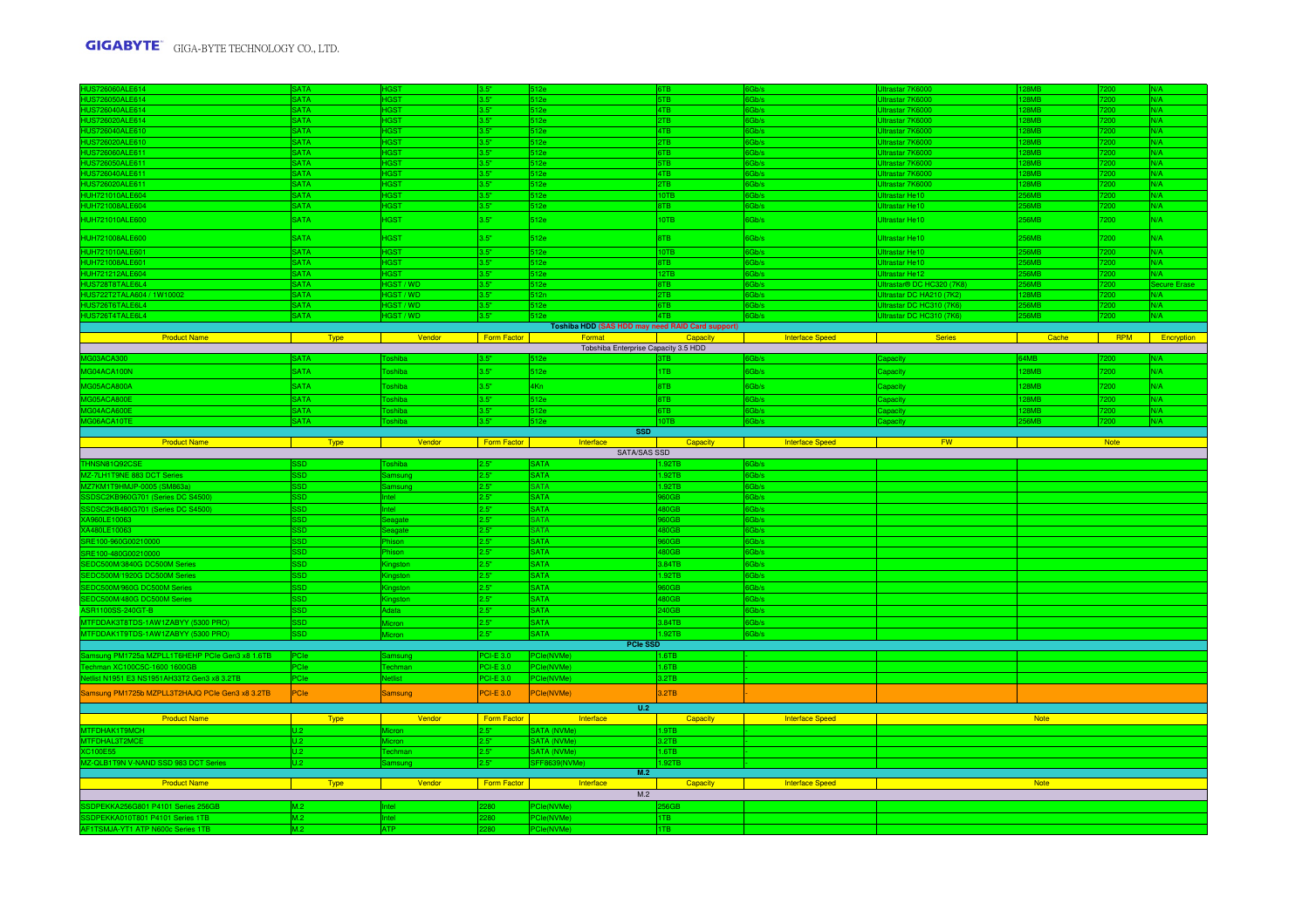| | | | | | | | | | | |
|---|---|---|---|---|---|---|---|---|---|---|
| HUS726060ALE614 | SATA | HGST | 3.5" | 512e | 6TB | 6Gb/s | Ultrastar 7K6000 | 128MB | 7200 | N/A |
| HUS726050ALE614 | SATA | HGST | 3.5" | 512e | 5TB | 6Gb/s | Ultrastar 7K6000 | 128MB | 7200 | N/A |
| HUS726040ALE614 | SATA | HGST | 3.5" | 512e | 4TB | 6Gb/s | Ultrastar 7K6000 | 128MB | 7200 | N/A |
| HUS726020ALE614 | SATA | HGST | 3.5" | 512e | 2TB | 6Gb/s | Ultrastar 7K6000 | 128MB | 7200 | N/A |
| HUS726040ALE610 | SATA | HGST | 3.5" | 512e | 4TB | 6Gb/s | Ultrastar 7K6000 | 128MB | 7200 | N/A |
| HUS726020ALE610 | SATA | HGST | 3.5" | 512e | 2TB | 6Gb/s | Ultrastar 7K6000 | 128MB | 7200 | N/A |
| HUS726060ALE611 | SATA | HGST | 3.5" | 512e | 6TB | 6Gb/s | Ultrastar 7K6000 | 128MB | 7200 | N/A |
| HUS726050ALE611 | SATA | HGST | 3.5" | 512e | 5TB | 6Gb/s | Ultrastar 7K6000 | 128MB | 7200 | N/A |
| HUS726040ALE611 | SATA | HGST | 3.5" | 512e | 4TB | 6Gb/s | Ultrastar 7K6000 | 128MB | 7200 | N/A |
| HUS726020ALE611 | SATA | HGST | 3.5" | 512e | 2TB | 6Gb/s | Ultrastar 7K6000 | 128MB | 7200 | N/A |
| HUH721010ALE604 | SATA | HGST | 3.5" | 512e | 10TB | 6Gb/s | Ultrastar He10 | 256MB | 7200 | N/A |
| HUH721008ALE604 | SATA | HGST | 3.5" | 512e | 8TB | 6Gb/s | Ultrastar He10 | 256MB | 7200 | N/A |
| HUH721010ALE600 | SATA | HGST | 3.5" | 512e | 10TB | 6Gb/s | Ultrastar He10 | 256MB | 7200 | N/A |
| HUH721008ALE600 | SATA | HGST | 3.5" | 512e | 8TB | 6Gb/s | Ultrastar He10 | 256MB | 7200 | N/A |
| HUH721010ALE601 | SATA | HGST | 3.5" | 512e | 10TB | 6Gb/s | Ultrastar He10 | 256MB | 7200 | N/A |
| HUH721008ALE601 | SATA | HGST | 3.5" | 512e | 8TB | 6Gb/s | Ultrastar He10 | 256MB | 7200 | N/A |
| HUH721212ALE604 | SATA | HGST | 3.5" | 512e | 12TB | 6Gb/s | Ultrastar He12 | 256MB | 7200 | N/A |
| HUS728T8TALE6L4 | SATA | HGST / WD | 3.5" | 512e | 8TB | 6Gb/s | Ultrastar® DC HC320 (7K8) | 256MB | 7200 | Secure Erase |
| HUS722T2TALA604 / 1W10002 | SATA | HGST / WD | 3.5" | 512n | 2TB | 6Gb/s | Ultrastar DC HA210 (7K2) | 128MB | 7200 | N/A |
| HUS726T6TALE6L4 | SATA | HGST / WD | 3.5" | 512e | 6TB | 6Gb/s | Ultrastar DC HC310 (7K6) | 256MB | 7200 | N/A |
| HUS726T4TALE6L4 | SATA | HGST / WD | 3.5" | 512e | 4TB | 6Gb/s | Ultrastar DC HC310 (7K6) | 256MB | 7200 | N/A |
| **Toshiba HDD (SAS HDD may need RAID Card support)** | | | | | | | | | | |
| Product Name | Type | Vendor | Form Factor | Format | Capacity | Interface Speed | Series | Cache | RPM | Encryption |
| Tobshiba Enterprise Capacity 3.5 HDD | | | | | | | | | | |
| MG03ACA300 | SATA | Toshiba | 3.5" | 512e | 3TB | 6Gb/s | Capacity | 64MB | 7200 | N/A |
| MG04ACA100N | SATA | Toshiba | 3.5" | 512e | 1TB | 6Gb/s | Capacity | 128MB | 7200 | N/A |
| MG05ACA800A | SATA | Toshiba | 3.5" | 4Kn | 8TB | 6Gb/s | Capacity | 128MB | 7200 | N/A |
| MG05ACA800E | SATA | Toshiba | 3.5" | 512e | 8TB | 6Gb/s | Capacity | 128MB | 7200 | N/A |
| MG04ACA600E | SATA | Toshiba | 3.5" | 512e | 6TB | 6Gb/s | Capacity | 128MB | 7200 | N/A |
| MG06ACA10TE | SATA | Toshiba | 3.5" | 512e | 10TB | 6Gb/s | Capacity | 256MB | 7200 | N/A |

| Product Name | Type | Vendor | Form Factor | Interface | Capacity | Interface Speed | FW | Note |
|---|---|---|---|---|---|---|---|---|
| **SSD** | | | | | | | | |
| SATA/SAS SSD | | | | | | | | |
| THNSN81Q92CSE | SSD | Toshiba | 2.5" | SATA | 1.92TB | 6Gb/s | | |
| MZ-7LH1T9NE 883 DCT Series | SSD | Samsung | 2.5" | SATA | 1.92TB | 6Gb/s | | |
| MZ7KM1T9HMJP-0005 (SM863a) | SSD | Samsung | 2.5" | SATA | 1.92TB | 6Gb/s | | |
| SSDSC2KB960G701 (Series DC S4500) | SSD | Intel | 2.5" | SATA | 960GB | 6Gb/s | | |
| SSDSC2KB480G701 (Series DC S4500) | SSD | Intel | 2.5" | SATA | 480GB | 6Gb/s | | |
| XA960LE10063 | SSD | Seagate | 2.5" | SATA | 960GB | 6Gb/s | | |
| XA480LE10063 | SSD | Seagate | 2.5" | SATA | 480GB | 6Gb/s | | |
| SRE100-960G00210000 | SSD | Phison | 2.5" | SATA | 960GB | 6Gb/s | | |
| SRE100-480G00210000 | SSD | Phison | 2.5" | SATA | 480GB | 6Gb/s | | |
| SEDC500M/3840G DC500M Series | SSD | Kingston | 2.5" | SATA | 3.84TB | 6Gb/s | | |
| SEDC500M/1920G DC500M Series | SSD | Kingston | 2.5" | SATA | 1.92TB | 6Gb/s | | |
| SEDC500M/960G DC500M Series | SSD | Kingston | 2.5" | SATA | 960GB | 6Gb/s | | |
| SEDC500M/480G DC500M Series | SSD | Kingston | 2.5" | SATA | 480GB | 6Gb/s | | |
| ASR1100SS-240GT-B | SSD | Adata | 2.5" | SATA | 240GB | 6Gb/s | | |
| MTFDDAK3T8TDS-1AW1ZABYY (5300 PRO) | SSD | Micron | 2.5" | SATA | 3.84TB | 6Gb/s | | |
| MTFDDAK1T9TDS-1AW1ZABYY (5300 PRO) | SSD | Micron | 2.5" | SATA | 1.92TB | 6Gb/s | | |
| **PCIe SSD** | | | | | | | | |
| Samsung PM1725a MZPLL1T6HEHP PCIe Gen3 x8 1.6TB | PCIe | Samsung | PCI-E 3.0 | PCIe(NVMe) | 1.6TB | - | | |
| Techman XC100C5C-1600 1600GB | PCIe | Techman | PCI-E 3.0 | PCIe(NVMe) | 1.6TB | - | | |
| Netlist N1951 E3 NS1951AH33T2 Gen3 x8 3.2TB | PCIe | Netlist | PCI-E 3.0 | PCIe(NVMe) | 3.2TB | - | | |
| Samsung PM1725b MZPLL3T2HAJQ PCIe Gen3 x8 3.2TB | PCIe | Samsung | PCI-E 3.0 | PCIe(NVMe) | 3.2TB | - | | |

| Product Name | Type | Vendor | Form Factor | Interface | Capacity | Interface Speed | Note |
|---|---|---|---|---|---|---|---|
| **U.2** | | | | | | | |
| MTFDHAK1T9MCH | U.2 | Micron | 2.5" | SATA (NVMe) | 1.9TB | - | |
| MTFDHAL3T2MCE | U.2 | Micron | 2.5" | SATA (NVMe) | 3.2TB | - | |
| XC100E55 | U.2 | Techman | 2.5" | SATA (NVMe) | 1.6TB | - | |
| MZ-QLB1T9N V-NAND SSD 983 DCT Series | U.2 | Samsung | 2.5" | SFF8639(NVMe) | 1.92TB | - | |

| Product Name | Type | Vendor | Form Factor | Interface | Capacity | Interface Speed | Note |
|---|---|---|---|---|---|---|---|
| **M.2** | | | | | | | |
| M.2 | | | | | | | |
| SSDPEKKA256G801 P4101 Series 256GB | M.2 | Intel | 2280 | PCIe(NVMe) | 256GB | | |
| SSDPEKKA010T801 P4101 Series 1TB | M.2 | Intel | 2280 | PCIe(NVMe) | 1TB | | |
| AF1TSMJA-YT1 ATP N600c Series 1TB | M.2 | ATP | 2280 | PCIe(NVMe) | 1TB | | |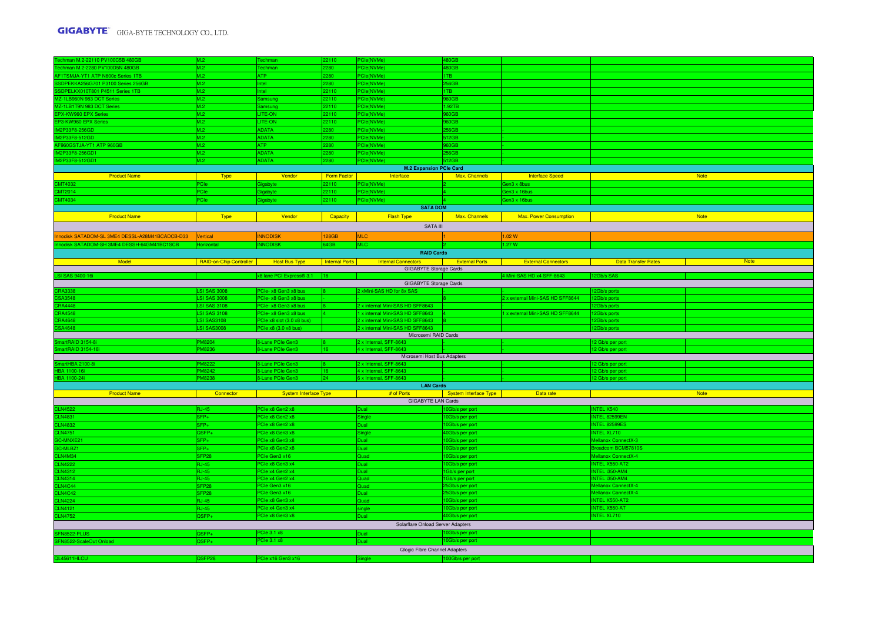| Techman M.2-22110 PV100C5B 480GB | M.2 | Techman | 22110 | PCIe(NVMe) | 480GB | | |
|---|---|---|---|---|---|---|---|
| Techman M.2-2280 PV100D5N 480GB | M.2 | Techman | 2280 | PCIe(NVMe) | 480GB | | |
| AF1TSMJA-YT1 ATP N600c Series 1TB | M.2 | ATP | 2280 | PCIe(NVMe) | 1TB | | |
| SSDPEKKA256G701 P3100 Series 256GB | M.2 | Intel | 2280 | PCIe(NVMe) | 256GB | | |
| SSDPELKX010T801 P4511 Series 1TB | M.2 | Intel | 22110 | PCIe(NVMe) | 1TB | | |
| MZ-1LB960N 983 DCT Series | M.2 | Samsung | 22110 | PCIe(NVMe) | 960GB | | |
| MZ-1LB1T9N 983 DCT Series | M.2 | Samsung | 22110 | PCIe(NVMe) | 1.92TB | | |
| EPX-KW960 EPX Series | M.2 | LITE-ON | 22110 | PCIe(NVMe) | 960GB | | |
| EP3-KW960 EPX Series | M.2 | LITE-ON | 22110 | PCIe(NVMe) | 960GB | | |
| IM2P33F8-256GD | M.2 | ADATA | 2280 | PCIe(NVMe) | 256GB | - | |
| IM2P33F8-512GD | M.2 | ADATA | 2280 | PCIe(NVMe) | 512GB | - | |
| AF960GSTJA-YT1 ATP 960GB | M.2 | ATP | 2280 | PCIe(NVMe) | 960GB | - | |
| IM2P33F8-256GD1 | M.2 | ADATA | 2280 | PCIe(NVMe) | 256GB | - | |
| IM2P33F8-512GD1 | M.2 | ADATA | 2280 | PCIe(NVMe) | 512GB | - | |

**M.2 Expansion PCIe Card**

| Product Name | Type | Vendor | Form Factor | Interface | Max. Channels | Interface Speed | Note |
|---|---|---|---|---|---|---|---|
| CMT4032 | PCIe | Gigabyte | 22110 | PCIe(NVMe) | 2 | Gen3 x 8bus | |
| CMT2014 | PCIe | Gigabyte | 22110 | PCIe(NVMe) | 4 | Gen3 x 16bus | |
| CMT4034 | PCIe | Gigabyte | 22110 | PCIe(NVMe) | 4 | Gen3 x 16bus | |

**SATA DOM**

| Product Name | Type | Vendor | Capacity | Flash Type | Max. Channels | Max. Power Consumption | Note |
|---|---|---|---|---|---|---|---|
| **SATA III** | | | | | | | |
| Innodisk SATADOM-SL 3ME4 DESSL-A28M41BCADCB-D33 | Vertical | INNODISK | 128GB | MLC | 1 | 1.02 W | |
| Innodisk SATADOM-SH 3ME4 DESSH-64GM41BC1SCB | Horizontal | INNODISK | 64GB | MLC | 2 | 1.27 W | |

**RAID Cards**

| Model | RAID-on-Chip Controller | Host Bus Type | Internal Ports | Internal Connectors | External Ports | External Connectors | Data Transfer Rates | Note |
|---|---|---|---|---|---|---|---|---|
| **GIGABYTE Storage Cards** | | | | | | | | |
| LSI SAS 9400-16i | | x8 lane PCI Express® 3.1 | 16 | | | 4 Mini-SAS HD x4 SFF-8643 | 12Gb/s SAS | |
| **GIGABYTE Storage Cards** | | | | | | | | |
| CRA3338 | LSI SAS 3008 | PCIe- x8 Gen3 x8 bus | 8 | 2 xMini-SAS HD for 8x SAS | - | - | 12Gb/s ports | |
| CSA3548 | LSI SAS 3008 | PCIe- x8 Gen3 x8 bus | - | - | 8 | 2 x external Mini-SAS HD SFF8644 | 12Gb/s ports | |
| CRA4448 | LSI SAS 3108 | PCIe- x8 Gen3 x8 bus | 8 | 2 x internal Mini-SAS HD SFF8643 | - | - | 12Gb/s ports | |
| CRA4548 | LSI SAS 3108 | PCIe- x8 Gen3 x8 bus | 4 | 1 x internal Mini-SAS HD SFF8643 | 4 | 1 x external Mini-SAS HD SFF8644 | 12Gb/s ports | |
| CRA4648 | LSI SAS3108 | PCIe x8 slot (3.0 x8 bus) | | 2 x internal Mini-SAS HD SFF8643 | 8 | | 12Gb/s ports | |
| CSA4648 | LSI SAS3008 | PCIe x8 (3.0 x8 bus) | | 2 x internal Mini-SAS HD SFF8643 | | | 12Gb/s ports | |
| **Microsemi RAID Cards** | | | | | | | | |
| SmartRAID 3154-8i | PM8204 | 8-Lane PCIe Gen3 | 8 | 2 x Internal, SFF-8643 | - | - | 12 Gb/s per port | |
| SmartRAID 3154-16i | PM8236 | 8-Lane PCIe Gen3 | 16 | 4 x Internal, SFF-8643 | - | - | 12 Gb/s per port | |
| **Microsemi Host Bus Adapters** | | | | | | | | |
| SmartHBA 2100-8i | PM8222 | 8-Lane PCIe Gen3 | 8 | 2 x Internal, SFF-8643 | - | - | 12 Gb/s per port | |
| HBA 1100-16i | PM8242 | 8-Lane PCIe Gen3 | 16 | 4 x Internal, SFF-8643 | - | - | 12 Gb/s per port | |
| HBA 1100-24i | PM8238 | 8-Lane PCIe Gen3 | 24 | 6 x Internal, SFF-8643 | - | - | 12 Gb/s per port | |

**LAN Cards**

| Product Name | Connector | System Interface Type | # of Ports | System Interface Type | Data rate | Note |
|---|---|---|---|---|---|---|
| **GIGABYTE LAN Cards** | | | | | | |
| CLN4522 | RJ-45 | PCIe x8 Gen2 x8 | Dual | 10Gb/s per port | | INTEL X540 |
| CLN4831 | SFP+ | PCIe x8 Gen2 x8 | Single | 10Gb/s per port | | INTEL 82599EN |
| CLN4832 | SFP+ | PCIe x8 Gen2 x8 | Dual | 10Gb/s per port | | INTEL 82599ES |
| CLN4751 | QSFP+ | PCIe x8 Gen3 x8 | Single | 40Gb/s per port | | INTEL XL710 |
| GC-MNXE21 | SFP+ | PCIe x8 Gen3 x8 | Dual | 10Gb/s per port | | Mellanox ConnectX-3 |
| GC-MLBZ1 | SFP+ | PCIe x8 Gen2 x8 | Dual | 10Gb/s per port | | Broadcom BCM57810S |
| CLN4M34 | SFP28 | PCIe Gen3 x16 | Quad | 10Gb/s per port | | Mellanox ConnectX-4 |
| CLN4222 | RJ-45 | PCIe x8 Gen3 x4 | Dual | 10Gb/s per port | | INTEL X550-AT2 |
| CLN4312 | RJ-45 | PCIe x4 Gen2 x4 | Dual | 1Gb/s per port | | INTEL I350-AM4 |
| CLN4314 | RJ-45 | PCIe x4 Gen2 x4 | Quad | 1Gb/s per port | | INTEL I350-AM4 |
| CLN4C44 | SFP28 | PCIe Gen3 x16 | Quad | 25Gb/s per port | | Mellanox ConnectX-4 |
| CLN4C42 | SFP28 | PCIe Gen3 x16 | Dual | 25Gb/s per port | | Mellanox ConnectX-4 |
| CLN4224 | RJ-45 | PCIe x8 Gen3 x4 | Quad | 10Gb/s per port | | INTEL X550-AT2 |
| CLN4121 | RJ-45 | PCIe x4 Gen3 x4 | single | 10Gb/s per port | | INTEL X550-AT |
| CLN4752 | QSFP+ | PCIe x8 Gen3 x8 | Dual | 40Gb/s per port | | INTEL XL710 |
| **Solarflare Onload Server Adapters** | | | | | | |
| SFN8522-PLUS | QSFP+ | PCIe 3.1 x8 | Dual | 10Gb/s per port | | |
| SFN8522-ScaleOut Onload | QSFP+ | PCIe 3.1 x8 | Dual | 10Gb/s per port | | |
| **Qlogic Fibre Channel Adapters** | | | | | | |
| QL45611HLCU | QSFP28 | PCIe x16 Gen3 x16 | Single | 100Gb/s per port | | |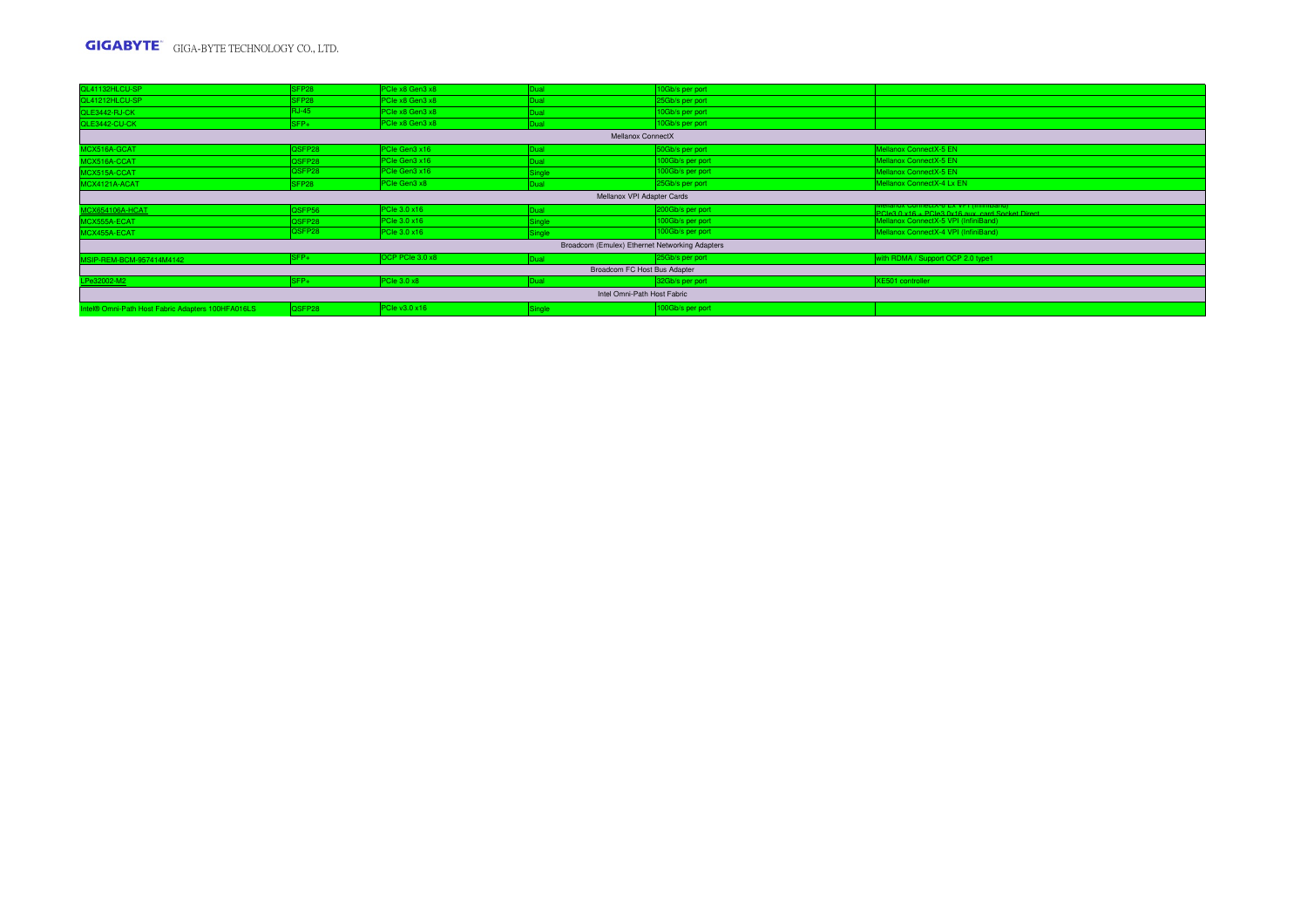| | | | | | |
|---|---|---|---|---|---|
| QL41132HLCU-SP | SFP28 | PCIe x8 Gen3 x8 | Dual | 10Gb/s per port | |
| QL41212HLCU-SP | SFP28 | PCIe x8 Gen3 x8 | Dual | 25Gb/s per port | |
| QLE3442-RJ-CK | RJ-45 | PCIe x8 Gen3 x8 | Dual | 10Gb/s per port | |
| QLE3442-CU-CK | SFP+ | PCIe x8 Gen3 x8 | Dual | 10Gb/s per port | |
| Mellanox ConnectX | | | | | |
| MCX516A-GCAT | QSFP28 | PCIe Gen3 x16 | Dual | 50Gb/s per port | Mellanox ConnectX-5 EN |
| MCX516A-CCAT | QSFP28 | PCIe Gen3 x16 | Dual | 100Gb/s per port | Mellanox ConnectX-5 EN |
| MCX515A-CCAT | QSFP28 | PCIe Gen3 x16 | Single | 100Gb/s per port | Mellanox ConnectX-5 EN |
| MCX4121A-ACAT | SFP28 | PCIe Gen3 x8 | Dual | 25Gb/s per port | Mellanox ConnectX-4 Lx EN |
| Mellanox VPI Adapter Cards | | | | | |
| MCX654106A-HCAT | QSFP56 | PCIe 3.0 x16 | Dual | 200Gb/s per port | Mellanox ConnectX-6 EX VPI (InfiniBand) PCIe3.0 x16 + PCIe3.0x16 aux. card Socket Direct |
| MCX555A-ECAT | QSFP28 | PCIe 3.0 x16 | Single | 100Gb/s per port | Mellanox ConnectX-5 VPI (InfiniBand) |
| MCX455A-ECAT | QSFP28 | PCIe 3.0 x16 | Single | 100Gb/s per port | Mellanox ConnectX-4 VPI (InfiniBand) |
| Broadcom (Emulex) Ethernet Networking Adapters | | | | | |
| MSIP-REM-BCM-957414M4142 | SFP+ | OCP PCIe 3.0 x8 | Dual | 25Gb/s per port | with RDMA / Support OCP 2.0 type1 |
| Broadcom FC Host Bus Adapter | | | | | |
| LPe32002-M2 | SFP+ | PCIe 3.0 x8 | Dual | 32Gb/s per port | XE501 controller |
| Intel Omni-Path Host Fabric | | | | | |
| Intel® Omni-Path Host Fabric Adapters 100HFA016LS | QSFP28 | PCIe v3.0 x16 | Single | 100Gb/s per port | |